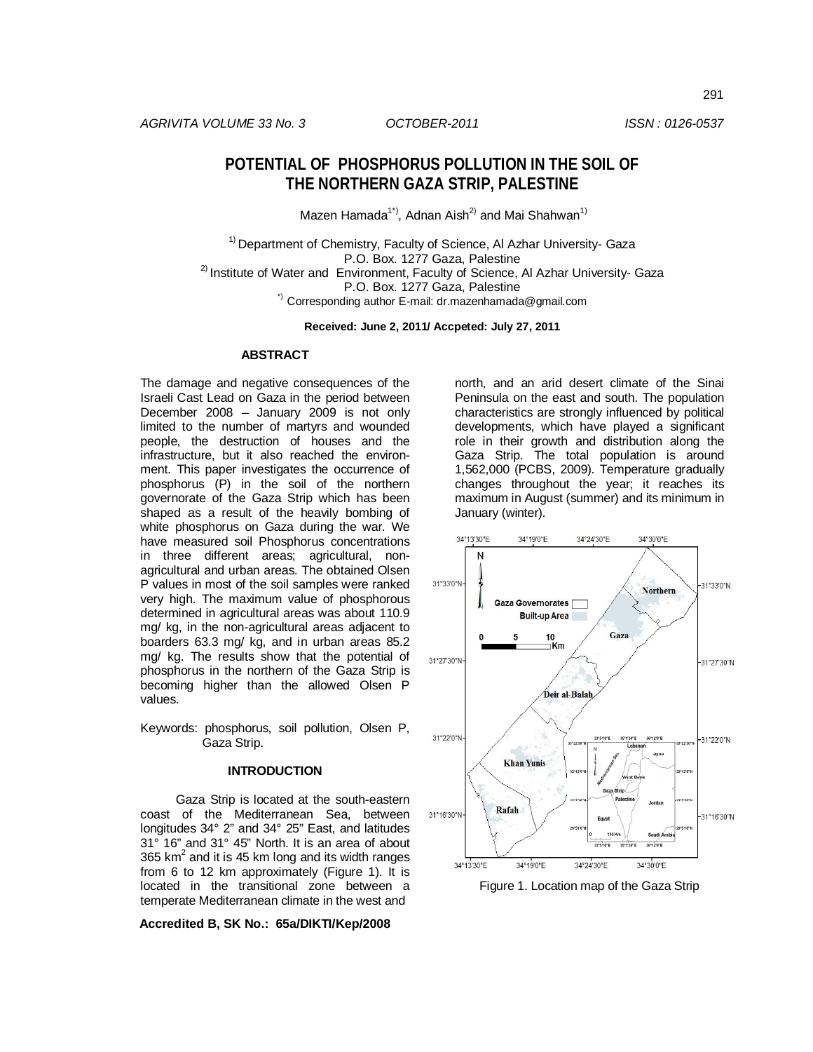# POTENTIAL OF PHOSPHORUS POLLUTION IN THE SOIL OF THE NORTHERN GAZA STRIP, PALESTINE

Mazen Hamada[1*], Adnan Aish[2] and Mai Shahwan[1]

[1] Department of Chemistry, Faculty of Science, Al Azhar University- Gaza
P.O. Box. 1277 Gaza, Palestine
[2] Institute of Water and Environment, Faculty of Science, Al Azhar University- Gaza
P.O. Box. 1277 Gaza, Palestine
[*] Corresponding author E-mail: dr.mazenhamada@gmail.com

**Received: June 2, 2011/ Accpeted: July 27, 2011**

## ABSTRACT

The damage and negative consequences of the Israeli Cast Lead on Gaza in the period between December 2008 – January 2009 is not only limited to the number of martyrs and wounded people, the destruction of houses and the infrastructure, but it also reached the environment. This paper investigates the occurrence of phosphorus (P) in the soil of the northern governorate of the Gaza Strip which has been shaped as a result of the heavily bombing of white phosphorus on Gaza during the war. We have measured soil Phosphorus concentrations in three different areas; agricultural, non-agricultural and urban areas. The obtained Olsen P values in most of the soil samples were ranked very high. The maximum value of phosphorous determined in agricultural areas was about 110.9 mg/ kg, in the non-agricultural areas adjacent to boarders 63.3 mg/ kg, and in urban areas 85.2 mg/ kg. The results show that the potential of phosphorus in the northern of the Gaza Strip is becoming higher than the allowed Olsen P values.

Keywords: phosphorus, soil pollution, Olsen P, Gaza Strip.

## INTRODUCTION

Gaza Strip is located at the south-eastern coast of the Mediterranean Sea, between longitudes 34° 2" and 34° 25" East, and latitudes 31° 16" and 31° 45" North. It is an area of about 365 km$^2$ and it is 45 km long and its width ranges from 6 to 12 km approximately (Figure 1). It is located in the transitional zone between a temperate Mediterranean climate in the west and north, and an arid desert climate of the Sinai Peninsula on the east and south. The population characteristics are strongly influenced by political developments, which have played a significant role in their growth and distribution along the Gaza Strip. The total population is around 1,562,000 (PCBS, 2009). Temperature gradually changes throughout the year; it reaches its maximum in August (summer) and its minimum in January (winter).

Figure 1. Location map of the Gaza Strip

**Accredited B, SK No.: 65a/DIKTI/Kep/2008**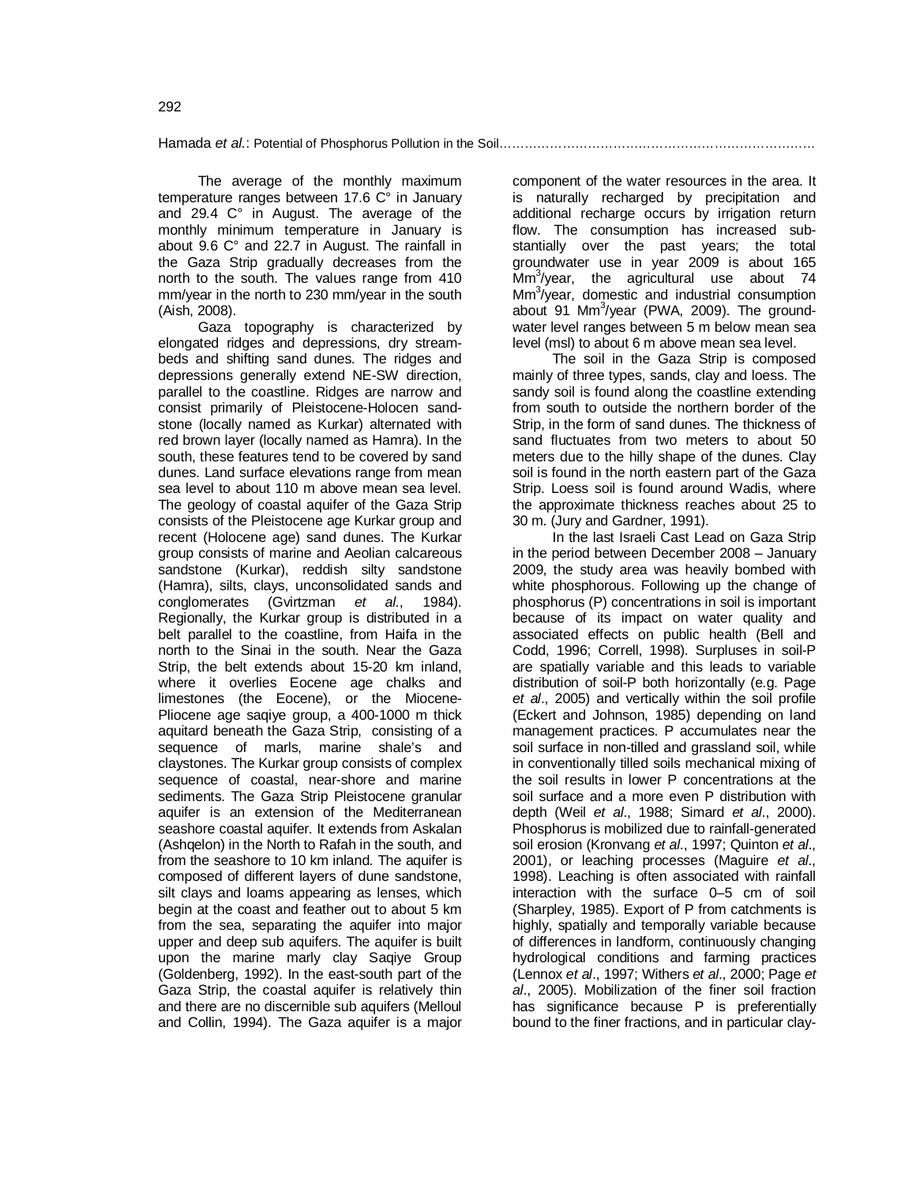The average of the monthly maximum temperature ranges between 17.6 C° in January and 29.4 C° in August. The average of the monthly minimum temperature in January is about 9.6 C° and 22.7 in August. The rainfall in the Gaza Strip gradually decreases from the north to the south. The values range from 410 mm/year in the north to 230 mm/year in the south (Aish, 2008).

Gaza topography is characterized by elongated ridges and depressions, dry streambeds and shifting sand dunes. The ridges and depressions generally extend NE-SW direction, parallel to the coastline. Ridges are narrow and consist primarily of Pleistocene-Holocen sandstone (locally named as Kurkar) alternated with red brown layer (locally named as Hamra). In the south, these features tend to be covered by sand dunes. Land surface elevations range from mean sea level to about 110 m above mean sea level. The geology of coastal aquifer of the Gaza Strip consists of the Pleistocene age Kurkar group and recent (Holocene age) sand dunes. The Kurkar group consists of marine and Aeolian calcareous sandstone (Kurkar), reddish silty sandstone (Hamra), silts, clays, unconsolidated sands and conglomerates (Gvirtzman *et al*., 1984). Regionally, the Kurkar group is distributed in a belt parallel to the coastline, from Haifa in the north to the Sinai in the south. Near the Gaza Strip, the belt extends about 15-20 km inland, where it overlies Eocene age chalks and limestones (the Eocene), or the Miocene-Pliocene age saqiye group, a 400-1000 m thick aquitard beneath the Gaza Strip, consisting of a sequence of marls, marine shale's and claystones. The Kurkar group consists of complex sequence of coastal, near-shore and marine sediments. The Gaza Strip Pleistocene granular aquifer is an extension of the Mediterranean seashore coastal aquifer. It extends from Askalan (Ashqelon) in the North to Rafah in the south, and from the seashore to 10 km inland. The aquifer is composed of different layers of dune sandstone, silt clays and loams appearing as lenses, which begin at the coast and feather out to about 5 km from the sea, separating the aquifer into major upper and deep sub aquifers. The aquifer is built upon the marine marly clay Saqiye Group (Goldenberg, 1992). In the east-south part of the Gaza Strip, the coastal aquifer is relatively thin and there are no discernible sub aquifers (Melloul and Collin, 1994). The Gaza aquifer is a major component of the water resources in the area. It is naturally recharged by precipitation and additional recharge occurs by irrigation return flow. The consumption has increased substantially over the past years; the total groundwater use in year 2009 is about 165 $Mm^3$/year, the agricultural use about 74 $Mm^3$/year, domestic and industrial consumption about 91 $Mm^3$/year (PWA, 2009). The groundwater level ranges between 5 m below mean sea level (msl) to about 6 m above mean sea level.

The soil in the Gaza Strip is composed mainly of three types, sands, clay and loess. The sandy soil is found along the coastline extending from south to outside the northern border of the Strip, in the form of sand dunes. The thickness of sand fluctuates from two meters to about 50 meters due to the hilly shape of the dunes. Clay soil is found in the north eastern part of the Gaza Strip. Loess soil is found around Wadis, where the approximate thickness reaches about 25 to 30 m. (Jury and Gardner, 1991).

In the last Israeli Cast Lead on Gaza Strip in the period between December 2008 – January 2009, the study area was heavily bombed with white phosphorous. Following up the change of phosphorus (P) concentrations in soil is important because of its impact on water quality and associated effects on public health (Bell and Codd, 1996; Correll, 1998). Surpluses in soil-P are spatially variable and this leads to variable distribution of soil-P both horizontally (e.g. Page *et al*., 2005) and vertically within the soil profile (Eckert and Johnson, 1985) depending on land management practices. P accumulates near the soil surface in non-tilled and grassland soil, while in conventionally tilled soils mechanical mixing of the soil results in lower P concentrations at the soil surface and a more even P distribution with depth (Weil *et al*., 1988; Simard *et al*., 2000). Phosphorus is mobilized due to rainfall-generated soil erosion (Kronvang *et al*., 1997; Quinton *et al*., 2001), or leaching processes (Maguire *et al*., 1998). Leaching is often associated with rainfall interaction with the surface 0–5 cm of soil (Sharpley, 1985). Export of P from catchments is highly, spatially and temporally variable because of differences in landform, continuously changing hydrological conditions and farming practices (Lennox *et al*., 1997; Withers *et al*., 2000; Page *et al*., 2005). Mobilization of the finer soil fraction has significance because P is preferentially bound to the finer fractions, and in particular clay-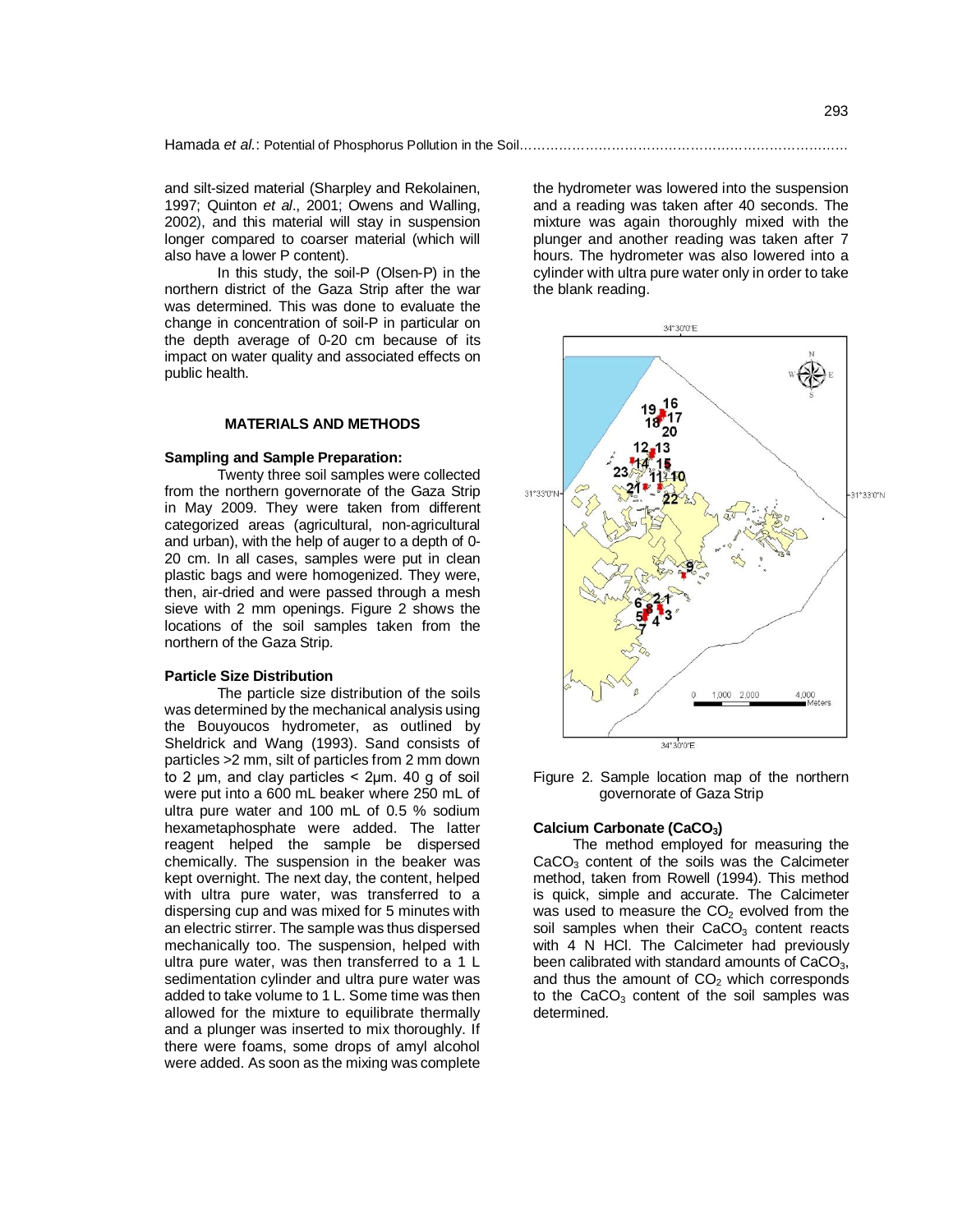and silt-sized material (Sharpley and Rekolainen, 1997; Quinton *et al*., 2001; Owens and Walling, 2002), and this material will stay in suspension longer compared to coarser material (which will also have a lower P content).

In this study, the soil-P (Olsen-P) in the northern district of the Gaza Strip after the war was determined. This was done to evaluate the change in concentration of soil-P in particular on the depth average of 0-20 cm because of its impact on water quality and associated effects on public health.

## MATERIALS AND METHODS

### Sampling and Sample Preparation:

Twenty three soil samples were collected from the northern governorate of the Gaza Strip in May 2009. They were taken from different categorized areas (agricultural, non-agricultural and urban), with the help of auger to a depth of 0-20 cm. In all cases, samples were put in clean plastic bags and were homogenized. They were, then, air-dried and were passed through a mesh sieve with 2 mm openings. Figure 2 shows the locations of the soil samples taken from the northern of the Gaza Strip.

### Particle Size Distribution

The particle size distribution of the soils was determined by the mechanical analysis using the Bouyoucos hydrometer, as outlined by Sheldrick and Wang (1993). Sand consists of particles >2 mm, silt of particles from 2 mm down to 2 µm, and clay particles < 2µm. 40 g of soil were put into a 600 mL beaker where 250 mL of ultra pure water and 100 mL of 0.5 % sodium hexametaphosphate were added. The latter reagent helped the sample be dispersed chemically. The suspension in the beaker was kept overnight. The next day, the content, helped with ultra pure water, was transferred to a dispersing cup and was mixed for 5 minutes with an electric stirrer. The sample was thus dispersed mechanically too. The suspension, helped with ultra pure water, was then transferred to a 1 L sedimentation cylinder and ultra pure water was added to take volume to 1 L. Some time was then allowed for the mixture to equilibrate thermally and a plunger was inserted to mix thoroughly. If there were foams, some drops of amyl alcohol were added. As soon as the mixing was complete the hydrometer was lowered into the suspension and a reading was taken after 40 seconds. The mixture was again thoroughly mixed with the plunger and another reading was taken after 7 hours. The hydrometer was also lowered into a cylinder with ultra pure water only in order to take the blank reading.

Figure 2. Sample location map of the northern governorate of Gaza Strip

### Calcium Carbonate ($CaCO_3$)

The method employed for measuring the $CaCO_3$ content of the soils was the Calcimeter method, taken from Rowell (1994). This method is quick, simple and accurate. The Calcimeter was used to measure the $CO_2$ evolved from the soil samples when their $CaCO_3$ content reacts with 4 N HCl. The Calcimeter had previously been calibrated with standard amounts of $CaCO_3$, and thus the amount of $CO_2$ which corresponds to the $CaCO_3$ content of the soil samples was determined.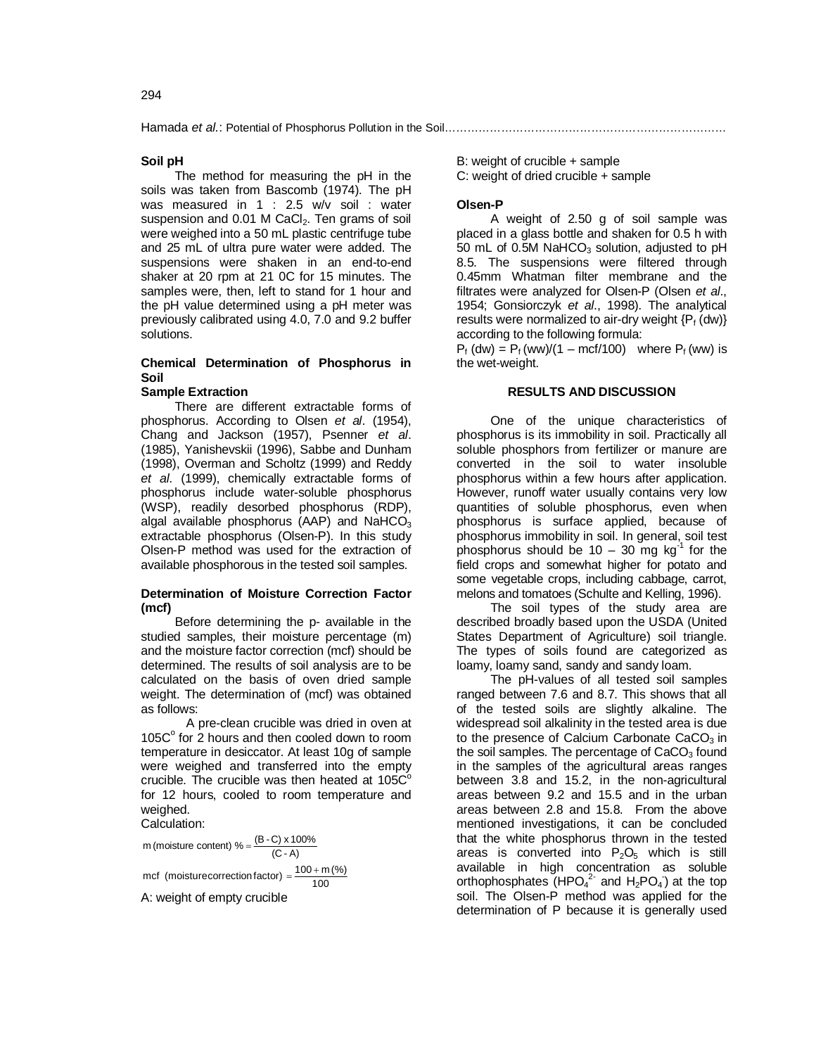**Soil pH**

The method for measuring the pH in the soils was taken from Bascomb (1974). The pH was measured in 1 : 2.5 w/v soil : water suspension and 0.01 M $CaCl_2$. Ten grams of soil were weighed into a 50 mL plastic centrifuge tube and 25 mL of ultra pure water were added. The suspensions were shaken in an end-to-end shaker at 20 rpm at 21 0C for 15 minutes. The samples were, then, left to stand for 1 hour and the pH value determined using a pH meter was previously calibrated using 4.0, 7.0 and 9.2 buffer solutions.

**Chemical Determination of Phosphorus in Soil**

**Sample Extraction**

There are different extractable forms of phosphorus. According to Olsen *et al*. (1954), Chang and Jackson (1957), Psenner *et al*. (1985), Yanishevskii (1996), Sabbe and Dunham (1998), Overman and Scholtz (1999) and Reddy *et al*. (1999), chemically extractable forms of phosphorus include water-soluble phosphorus (WSP), readily desorbed phosphorus (RDP), algal available phosphorus (AAP) and $NaHCO_3$ extractable phosphorus (Olsen-P). In this study Olsen-P method was used for the extraction of available phosphorous in the tested soil samples.

**Determination of Moisture Correction Factor (mcf)**

Before determining the p- available in the studied samples, their moisture percentage (m) and the moisture factor correction (mcf) should be determined. The results of soil analysis are to be calculated on the basis of oven dried sample weight. The determination of (mcf) was obtained as follows:

A pre-clean crucible was dried in oven at 105C$^{o}$ for 2 hours and then cooled down to room temperature in desiccator. At least 10g of sample were weighed and transferred into the empty crucible. The crucible was then heated at 105C$^{o}$ for 12 hours, cooled to room temperature and weighed.

Calculation:

$$\text{m (moisture content) \%} = \frac{(B - C) \times 100\%}{(C - A)}$$

$$\text{mcf (moisture correction factor)} = \frac{100 + m(\%)}{100}$$

A: weight of empty crucible

B: weight of crucible + sample

C: weight of dried crucible + sample

**Olsen-P**

A weight of 2.50 g of soil sample was placed in a glass bottle and shaken for 0.5 h with 50 mL of 0.5M $NaHCO_3$ solution, adjusted to pH 8.5. The suspensions were filtered through 0.45mm Whatman filter membrane and the filtrates were analyzed for Olsen-P (Olsen *et al*., 1954; Gonsiorczyk *et al*., 1998). The analytical results were normalized to air-dry weight {$P_f$ (dw)} according to the following formula:

$P_f\ (dw) = P_f\ (ww)/(1 - mcf/100)$ where $P_f$ (ww) is the wet-weight.

## RESULTS AND DISCUSSION

One of the unique characteristics of phosphorus is its immobility in soil. Practically all soluble phosphors from fertilizer or manure are converted in the soil to water insoluble phosphorus within a few hours after application. However, runoff water usually contains very low quantities of soluble phosphorus, even when phosphorus is surface applied, because of phosphorus immobility in soil. In general, soil test phosphorus should be 10 – 30 mg kg$^{-1}$ for the field crops and somewhat higher for potato and some vegetable crops, including cabbage, carrot, melons and tomatoes (Schulte and Kelling, 1996).

The soil types of the study area are described broadly based upon the USDA (United States Department of Agriculture) soil triangle. The types of soils found are categorized as loamy, loamy sand, sandy and sandy loam.

The pH-values of all tested soil samples ranged between 7.6 and 8.7. This shows that all of the tested soils are slightly alkaline. The widespread soil alkalinity in the tested area is due to the presence of Calcium Carbonate $CaCO_3$ in the soil samples. The percentage of $CaCO_3$ found in the samples of the agricultural areas ranges between 3.8 and 15.2, in the non-agricultural areas between 9.2 and 15.5 and in the urban areas between 2.8 and 15.8. From the above mentioned investigations, it can be concluded that the white phosphorus thrown in the tested areas is converted into $P_2O_5$ which is still available in high concentration as soluble orthophosphates ($HPO_4^{2-}$ and $H_2PO_4^{-}$) at the top soil. The Olsen-P method was applied for the determination of P because it is generally used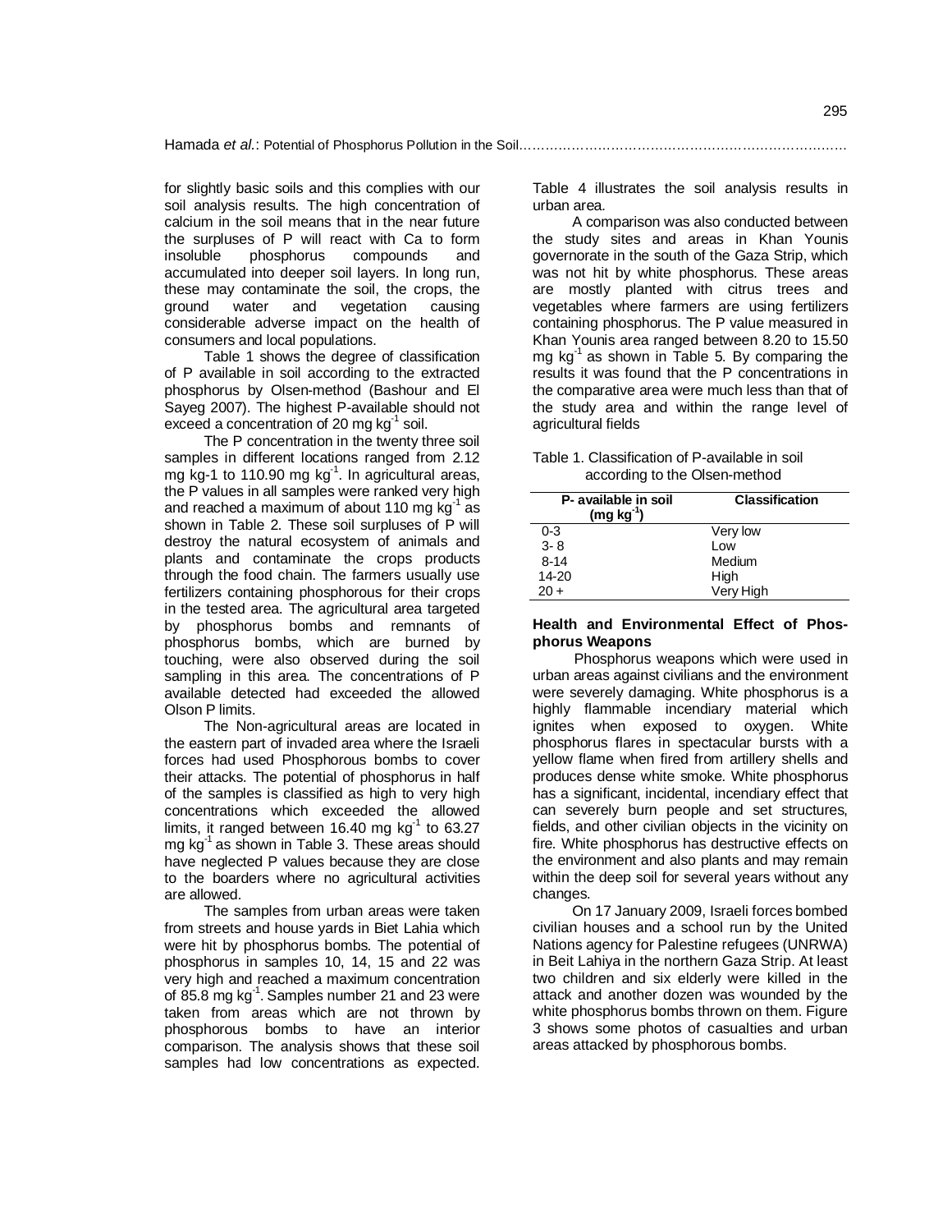for slightly basic soils and this complies with our soil analysis results. The high concentration of calcium in the soil means that in the near future the surpluses of P will react with Ca to form insoluble phosphorus compounds and accumulated into deeper soil layers. In long run, these may contaminate the soil, the crops, the ground water and vegetation causing considerable adverse impact on the health of consumers and local populations.

Table 1 shows the degree of classification of P available in soil according to the extracted phosphorus by Olsen-method (Bashour and El Sayeg 2007). The highest P-available should not exceed a concentration of 20 mg $kg^{-1}$ soil.

The P concentration in the twenty three soil samples in different locations ranged from 2.12 mg kg-1 to 110.90 mg $kg^{-1}$. In agricultural areas, the P values in all samples were ranked very high and reached a maximum of about 110 mg $kg^{-1}$ as shown in Table 2. These soil surpluses of P will destroy the natural ecosystem of animals and plants and contaminate the crops products through the food chain. The farmers usually use fertilizers containing phosphorous for their crops in the tested area. The agricultural area targeted by phosphorus bombs and remnants of phosphorus bombs, which are burned by touching, were also observed during the soil sampling in this area. The concentrations of P available detected had exceeded the allowed Olson P limits.

The Non-agricultural areas are located in the eastern part of invaded area where the Israeli forces had used Phosphorous bombs to cover their attacks. The potential of phosphorus in half of the samples is classified as high to very high concentrations which exceeded the allowed limits, it ranged between 16.40 mg $kg^{-1}$ to 63.27 mg $kg^{-1}$ as shown in Table 3. These areas should have neglected P values because they are close to the boarders where no agricultural activities are allowed.

The samples from urban areas were taken from streets and house yards in Biet Lahia which were hit by phosphorus bombs. The potential of phosphorus in samples 10, 14, 15 and 22 was very high and reached a maximum concentration of 85.8 mg $kg^{-1}$. Samples number 21 and 23 were taken from areas which are not thrown by phosphorous bombs to have an interior comparison. The analysis shows that these soil samples had low concentrations as expected. Table 4 illustrates the soil analysis results in urban area.

A comparison was also conducted between the study sites and areas in Khan Younis governorate in the south of the Gaza Strip, which was not hit by white phosphorus. These areas are mostly planted with citrus trees and vegetables where farmers are using fertilizers containing phosphorus. The P value measured in Khan Younis area ranged between 8.20 to 15.50 mg $kg^{-1}$ as shown in Table 5. By comparing the results it was found that the P concentrations in the comparative area were much less than that of the study area and within the range level of agricultural fields

Table 1. Classification of P-available in soil according to the Olsen-method

| P- available in soil (mg $kg^{-1}$) | Classification |
|---|---|
| 0-3 | Very low |
| 3- 8 | Low |
| 8-14 | Medium |
| 14-20 | High |
| 20 + | Very High |

**Health and Environmental Effect of Phosphorus Weapons**

Phosphorus weapons which were used in urban areas against civilians and the environment were severely damaging. White phosphorus is a highly flammable incendiary material which ignites when exposed to oxygen. White phosphorus flares in spectacular bursts with a yellow flame when fired from artillery shells and produces dense white smoke. White phosphorus has a significant, incidental, incendiary effect that can severely burn people and set structures, fields, and other civilian objects in the vicinity on fire. White phosphorus has destructive effects on the environment and also plants and may remain within the deep soil for several years without any changes.

On 17 January 2009, Israeli forces bombed civilian houses and a school run by the United Nations agency for Palestine refugees (UNRWA) in Beit Lahiya in the northern Gaza Strip. At least two children and six elderly were killed in the attack and another dozen was wounded by the white phosphorus bombs thrown on them. Figure 3 shows some photos of casualties and urban areas attacked by phosphorous bombs.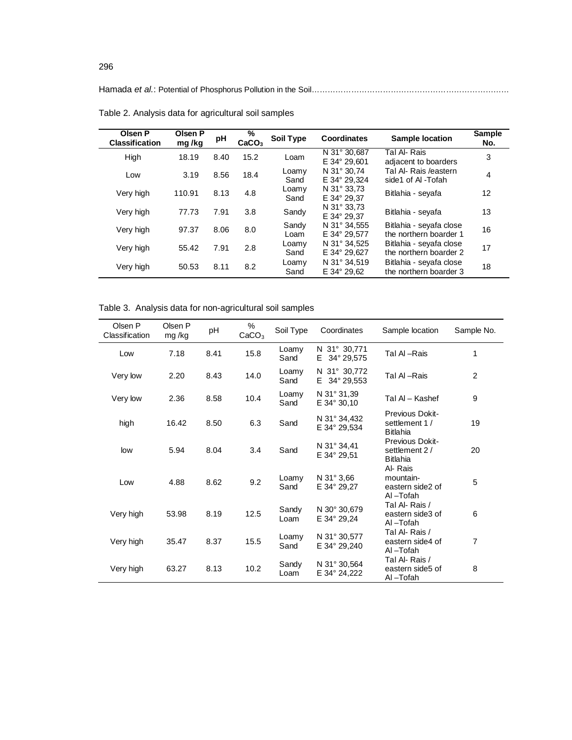Table 2. Analysis data for agricultural soil samples

| Olsen P Classification | Olsen P mg /kg | pH | % $CaCO_3$ | Soil Type | Coordinates | Sample location | Sample No. |
|---|---|---|---|---|---|---|---|
| High | 18.19 | 8.40 | 15.2 | Loam | N 31° 30,687 E 34° 29,601 | Tal Al- Rais adjacent to boarders | 3 |
| Low | 3.19 | 8.56 | 18.4 | Loamy Sand | N 31° 30,74 E 34° 29,324 | Tal Al- Rais /eastern side1 of Al -Tofah | 4 |
| Very high | 110.91 | 8.13 | 4.8 | Loamy Sand | N 31° 33,73 E 34° 29,37 | Bitlahia - seyafa | 12 |
| Very high | 77.73 | 7.91 | 3.8 | Sandy | N 31° 33,73 E 34° 29,37 | Bitlahia - seyafa | 13 |
| Very high | 97.37 | 8.06 | 8.0 | Sandy Loam | N 31° 34,555 E 34° 29,577 | Bitlahia - seyafa close the northern boarder 1 | 16 |
| Very high | 55.42 | 7.91 | 2.8 | Loamy Sand | N 31° 34,525 E 34° 29,627 | Bitlahia - seyafa close the northern boarder 2 | 17 |
| Very high | 50.53 | 8.11 | 8.2 | Loamy Sand | N 31° 34,519 E 34° 29,62 | Bitlahia - seyafa close the northern boarder 3 | 18 |

Table 3. Analysis data for non-agricultural soil samples

| Olsen P Classification | Olsen P mg /kg | pH | % $CaCO_3$ | Soil Type | Coordinates | Sample location | Sample No. |
|---|---|---|---|---|---|---|---|
| Low | 7.18 | 8.41 | 15.8 | Loamy Sand | N 31° 30,771 E 34° 29,575 | Tal Al –Rais | 1 |
| Very low | 2.20 | 8.43 | 14.0 | Loamy Sand | N 31° 30,772 E 34° 29,553 | Tal Al –Rais | 2 |
| Very low | 2.36 | 8.58 | 10.4 | Loamy Sand | N 31° 31,39 E 34° 30,10 | Tal Al – Kashef | 9 |
| high | 16.42 | 8.50 | 6.3 | Sand | N 31° 34,432 E 34° 29,534 | Previous Dokit-settlement 1 / Bitlahia | 19 |
| low | 5.94 | 8.04 | 3.4 | Sand | N 31° 34,41 E 34° 29,51 | Previous Dokit-settlement 2 / Bitlahia | 20 |
| Low | 4.88 | 8.62 | 9.2 | Loamy Sand | N 31° 3,66 E 34° 29,27 | Al- Rais mountain-eastern side2 of Al –Tofah | 5 |
| Very high | 53.98 | 8.19 | 12.5 | Sandy Loam | N 30° 30,679 E 34° 29,24 | Tal Al- Rais / eastern side3 of Al –Tofah | 6 |
| Very high | 35.47 | 8.37 | 15.5 | Loamy Sand | N 31° 30,577 E 34° 29,240 | Tal Al- Rais / eastern side4 of Al –Tofah | 7 |
| Very high | 63.27 | 8.13 | 10.2 | Sandy Loam | N 31° 30,564 E 34° 24,222 | Tal Al- Rais / eastern side5 of Al –Tofah | 8 |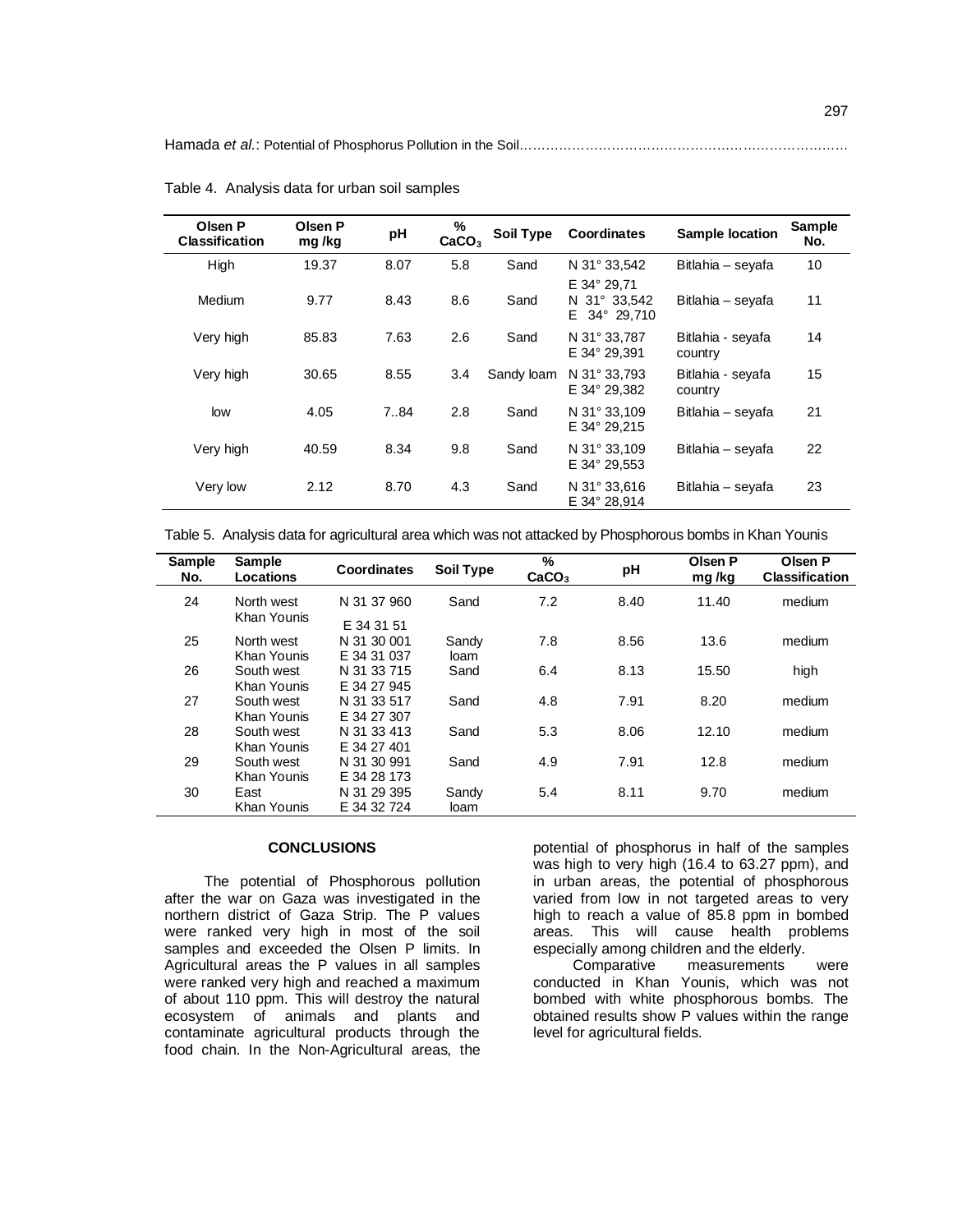Table 4. Analysis data for urban soil samples

| Olsen P Classification | Olsen P mg /kg | pH | % $CaCO_3$ | Soil Type | Coordinates | Sample location | Sample No. |
|---|---|---|---|---|---|---|---|
| High | 19.37 | 8.07 | 5.8 | Sand | N 31° 33,542 E 34° 29,71 | Bitlahia – seyafa | 10 |
| Medium | 9.77 | 8.43 | 8.6 | Sand | N 31° 33,542 E 34° 29,710 | Bitlahia – seyafa | 11 |
| Very high | 85.83 | 7.63 | 2.6 | Sand | N 31° 33,787 E 34° 29,391 | Bitlahia - seyafa country | 14 |
| Very high | 30.65 | 8.55 | 3.4 | Sandy loam | N 31° 33,793 E 34° 29,382 | Bitlahia - seyafa country | 15 |
| low | 4.05 | 7..84 | 2.8 | Sand | N 31° 33,109 E 34° 29,215 | Bitlahia – seyafa | 21 |
| Very high | 40.59 | 8.34 | 9.8 | Sand | N 31° 33,109 E 34° 29,553 | Bitlahia – seyafa | 22 |
| Very low | 2.12 | 8.70 | 4.3 | Sand | N 31° 33,616 E 34° 28,914 | Bitlahia – seyafa | 23 |

Table 5. Analysis data for agricultural area which was not attacked by Phosphorous bombs in Khan Younis

| Sample No. | Sample Locations | Coordinates | Soil Type | % $CaCO_3$ | pH | Olsen P mg /kg | Olsen P Classification |
|---|---|---|---|---|---|---|---|
| 24 | North west Khan Younis | N 31 37 960 E 34 31 51 | Sand | 7.2 | 8.40 | 11.40 | medium |
| 25 | North west Khan Younis | N 31 30 001 E 34 31 037 | Sandy loam | 7.8 | 8.56 | 13.6 | medium |
| 26 | South west Khan Younis | N 31 33 715 E 34 27 945 | Sand | 6.4 | 8.13 | 15.50 | high |
| 27 | South west Khan Younis | N 31 33 517 E 34 27 307 | Sand | 4.8 | 7.91 | 8.20 | medium |
| 28 | South west Khan Younis | N 31 33 413 E 34 27 401 | Sand | 5.3 | 8.06 | 12.10 | medium |
| 29 | South west Khan Younis | N 31 30 991 E 34 28 173 | Sand | 4.9 | 7.91 | 12.8 | medium |
| 30 | East Khan Younis | N 31 29 395 E 34 32 724 | Sandy loam | 5.4 | 8.11 | 9.70 | medium |

## CONCLUSIONS

The potential of Phosphorous pollution after the war on Gaza was investigated in the northern district of Gaza Strip. The P values were ranked very high in most of the soil samples and exceeded the Olsen P limits. In Agricultural areas the P values in all samples were ranked very high and reached a maximum of about 110 ppm. This will destroy the natural ecosystem of animals and plants and contaminate agricultural products through the food chain. In the Non-Agricultural areas, the potential of phosphorus in half of the samples was high to very high (16.4 to 63.27 ppm), and in urban areas, the potential of phosphorous varied from low in not targeted areas to very high to reach a value of 85.8 ppm in bombed areas. This will cause health problems especially among children and the elderly.

Comparative measurements were conducted in Khan Younis, which was not bombed with white phosphorous bombs. The obtained results show P values within the range level for agricultural fields.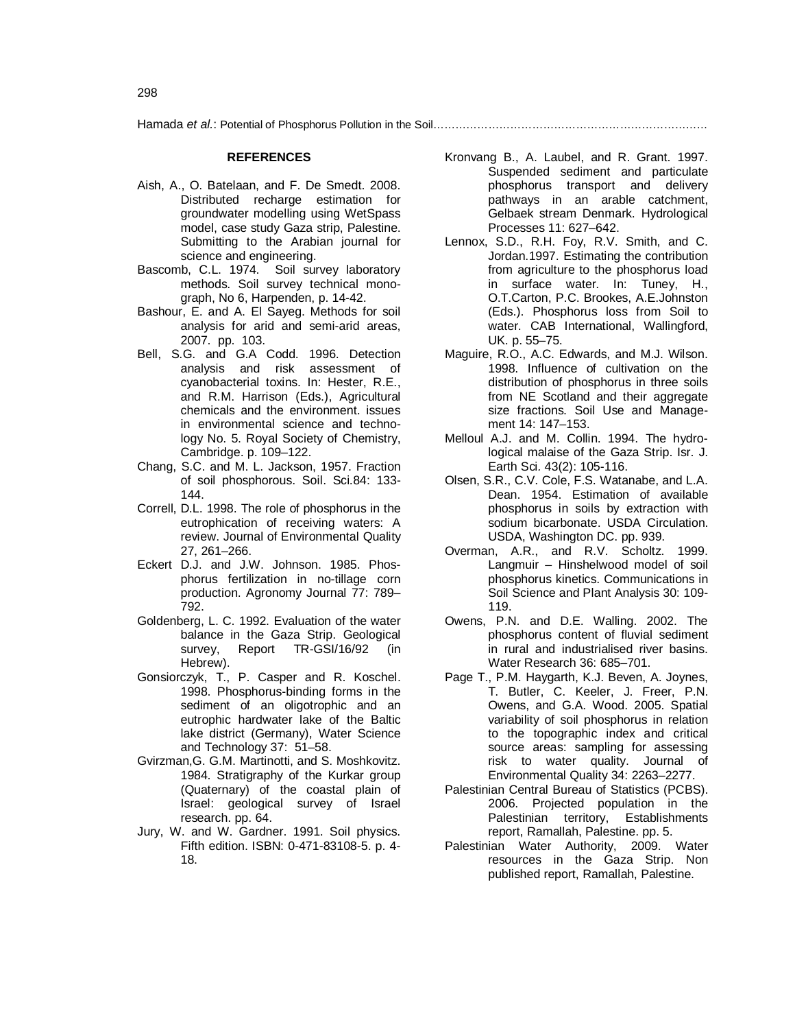## REFERENCES

Aish, A., O. Batelaan, and F. De Smedt. 2008. Distributed recharge estimation for groundwater modelling using WetSpass model, case study Gaza strip, Palestine. Submitting to the Arabian journal for science and engineering.

Bascomb, C.L. 1974. Soil survey laboratory methods. Soil survey technical monograph, No 6, Harpenden, p. 14-42.

Bashour, E. and A. El Sayeg. Methods for soil analysis for arid and semi-arid areas, 2007. pp. 103.

Bell, S.G. and G.A Codd. 1996. Detection analysis and risk assessment of cyanobacterial toxins. In: Hester, R.E., and R.M. Harrison (Eds.), Agricultural chemicals and the environment. issues in environmental science and technology No. 5. Royal Society of Chemistry, Cambridge. p. 109–122.

Chang, S.C. and M. L. Jackson, 1957. Fraction of soil phosphorous. Soil. Sci.84: 133-144.

Correll, D.L. 1998. The role of phosphorus in the eutrophication of receiving waters: A review. Journal of Environmental Quality 27, 261–266.

Eckert D.J. and J.W. Johnson. 1985. Phosphorus fertilization in no-tillage corn production. Agronomy Journal 77: 789–792.

Goldenberg, L. C. 1992. Evaluation of the water balance in the Gaza Strip. Geological survey, Report TR-GSI/16/92 (in Hebrew).

Gonsiorczyk, T., P. Casper and R. Koschel. 1998. Phosphorus-binding forms in the sediment of an oligotrophic and an eutrophic hardwater lake of the Baltic lake district (Germany), Water Science and Technology 37: 51–58.

Gvirzman,G. G.M. Martinotti, and S. Moshkovitz. 1984. Stratigraphy of the Kurkar group (Quaternary) of the coastal plain of Israel: geological survey of Israel research. pp. 64.

Jury, W. and W. Gardner. 1991. Soil physics. Fifth edition. ISBN: 0-471-83108-5. p. 4-18.

Kronvang B., A. Laubel, and R. Grant. 1997. Suspended sediment and particulate phosphorus transport and delivery pathways in an arable catchment, Gelbaek stream Denmark. Hydrological Processes 11: 627–642.

Lennox, S.D., R.H. Foy, R.V. Smith, and C. Jordan.1997. Estimating the contribution from agriculture to the phosphorus load in surface water. In: Tuney, H., O.T.Carton, P.C. Brookes, A.E.Johnston (Eds.). Phosphorus loss from Soil to water. CAB International, Wallingford, UK. p. 55–75.

Maguire, R.O., A.C. Edwards, and M.J. Wilson. 1998. Influence of cultivation on the distribution of phosphorus in three soils from NE Scotland and their aggregate size fractions. Soil Use and Management 14: 147–153.

Melloul A.J. and M. Collin. 1994. The hydrological malaise of the Gaza Strip. Isr. J. Earth Sci. 43(2): 105-116.

Olsen, S.R., C.V. Cole, F.S. Watanabe, and L.A. Dean. 1954. Estimation of available phosphorus in soils by extraction with sodium bicarbonate. USDA Circulation. USDA, Washington DC. pp. 939.

Overman, A.R., and R.V. Scholtz. 1999. Langmuir – Hinshelwood model of soil phosphorus kinetics. Communications in Soil Science and Plant Analysis 30: 109-119.

Owens, P.N. and D.E. Walling. 2002. The phosphorus content of fluvial sediment in rural and industrialised river basins. Water Research 36: 685–701.

Page T., P.M. Haygarth, K.J. Beven, A. Joynes, T. Butler, C. Keeler, J. Freer, P.N. Owens, and G.A. Wood. 2005. Spatial variability of soil phosphorus in relation to the topographic index and critical source areas: sampling for assessing risk to water quality. Journal of Environmental Quality 34: 2263–2277.

Palestinian Central Bureau of Statistics (PCBS). 2006. Projected population in the Palestinian territory, Establishments report, Ramallah, Palestine. pp. 5.

Palestinian Water Authority, 2009. Water resources in the Gaza Strip. Non published report, Ramallah, Palestine.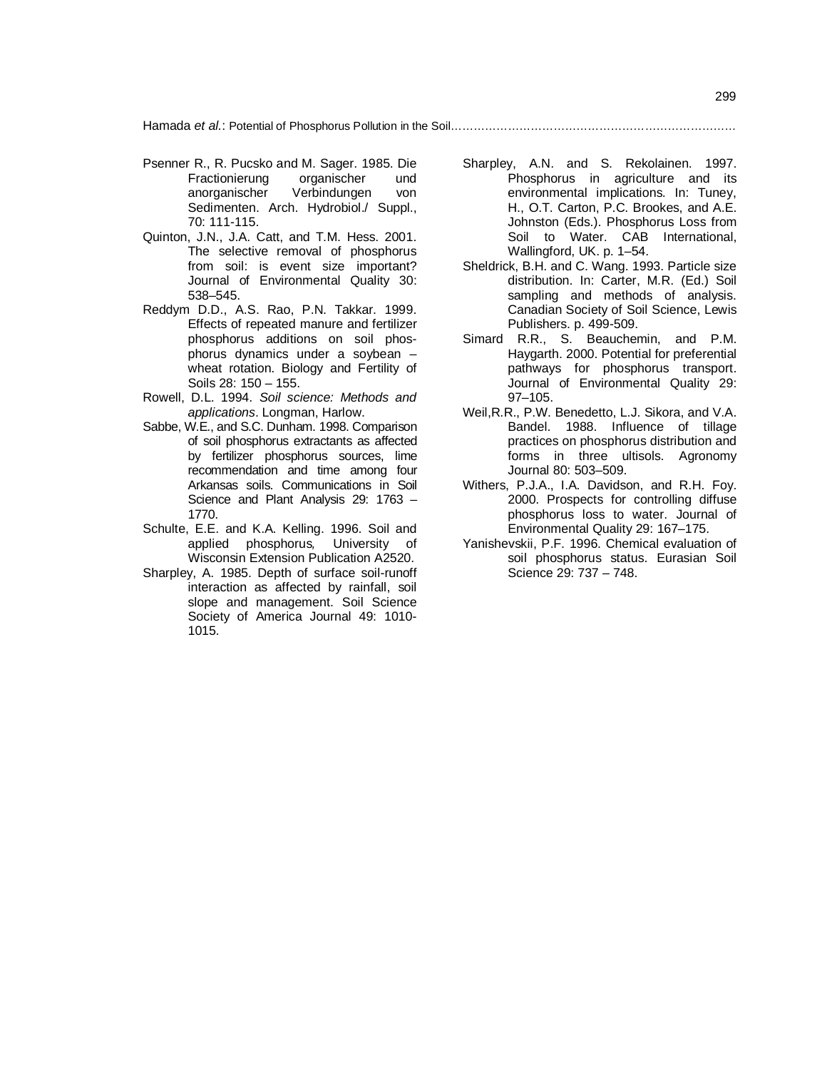Psenner R., R. Pucsko and M. Sager. 1985. Die Fractionierung organischer und anorganischer Verbindungen von Sedimenten. Arch. Hydrobiol./ Suppl., 70: 111-115.

Quinton, J.N., J.A. Catt, and T.M. Hess. 2001. The selective removal of phosphorus from soil: is event size important? Journal of Environmental Quality 30: 538–545.

Reddym D.D., A.S. Rao, P.N. Takkar. 1999. Effects of repeated manure and fertilizer phosphorus additions on soil phosphorus dynamics under a soybean – wheat rotation. Biology and Fertility of Soils 28: 150 – 155.

Rowell, D.L. 1994. *Soil science: Methods and applications*. Longman, Harlow.

Sabbe, W.E., and S.C. Dunham. 1998. Comparison of soil phosphorus extractants as affected by fertilizer phosphorus sources, lime recommendation and time among four Arkansas soils. Communications in Soil Science and Plant Analysis 29: 1763 – 1770.

Schulte, E.E. and K.A. Kelling. 1996. Soil and applied phosphorus*,* University of Wisconsin Extension Publication A2520.

Sharpley, A. 1985. Depth of surface soil-runoff interaction as affected by rainfall, soil slope and management. Soil Science Society of America Journal 49: 1010-1015.

Sharpley, A.N. and S. Rekolainen. 1997. Phosphorus in agriculture and its environmental implications. In: Tuney, H., O.T. Carton, P.C. Brookes, and A.E. Johnston (Eds.). Phosphorus Loss from Soil to Water. CAB International, Wallingford, UK. p. 1–54.

Sheldrick, B.H. and C. Wang. 1993. Particle size distribution. In: Carter, M.R. (Ed.) Soil sampling and methods of analysis. Canadian Society of Soil Science, Lewis Publishers. p. 499-509.

Simard R.R., S. Beauchemin, and P.M. Haygarth. 2000. Potential for preferential pathways for phosphorus transport. Journal of Environmental Quality 29: 97–105.

Weil,R.R., P.W. Benedetto, L.J. Sikora, and V.A. Bandel. 1988. Influence of tillage practices on phosphorus distribution and forms in three ultisols. Agronomy Journal 80: 503–509.

Withers, P.J.A., I.A. Davidson, and R.H. Foy. 2000. Prospects for controlling diffuse phosphorus loss to water. Journal of Environmental Quality 29: 167–175.

Yanishevskii, P.F. 1996. Chemical evaluation of soil phosphorus status. Eurasian Soil Science 29: 737 – 748.